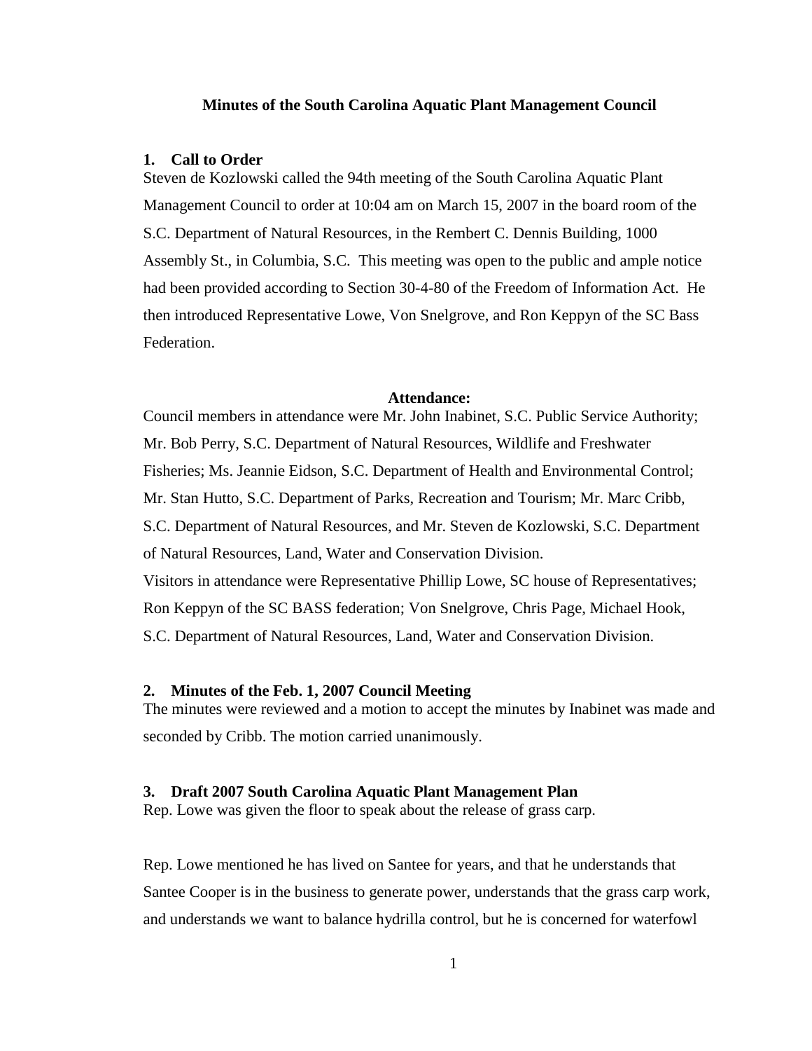# Minutes of the South Carolina Aquatic Plant Management Council

## 1. Call to Order

Steven de Kozlowski called the 94th meeting of the South Carolina Aquatic Plant Management Council to order at 10:04 am on March 15, 2007 in the board room of the S.C. Department of Natural Resources, in the Rembert C. Dennis Building, 1000 Assembly St., in Columbia, S.C. This meeting was open to the public and ample notice had been provided according to Section 30-4-80 of the Freedom of Information Act. He then introduced Representative Lowe, Von Snelgrove, and Ron Keppyn of the SC Bass Federation.

**Attendance:**

Council members in attendance were Mr. John Inabinet, S.C. Public Service Authority; Mr. Bob Perry, S.C. Department of Natural Resources, Wildlife and Freshwater Fisheries; Ms. Jeannie Eidson, S.C. Department of Health and Environmental Control; Mr. Stan Hutto, S.C. Department of Parks, Recreation and Tourism; Mr. Marc Cribb, S.C. Department of Natural Resources, and Mr. Steven de Kozlowski, S.C. Department of Natural Resources, Land, Water and Conservation Division.

Visitors in attendance were Representative Phillip Lowe, SC house of Representatives; Ron Keppyn of the SC BASS federation; Von Snelgrove, Chris Page, Michael Hook, S.C. Department of Natural Resources, Land, Water and Conservation Division.

## 2. Minutes of the Feb. 1, 2007 Council Meeting

The minutes were reviewed and a motion to accept the minutes by Inabinet was made and seconded by Cribb. The motion carried unanimously.

## 3. Draft 2007 South Carolina Aquatic Plant Management Plan

Rep. Lowe was given the floor to speak about the release of grass carp.

Rep. Lowe mentioned he has lived on Santee for years, and that he understands that Santee Cooper is in the business to generate power, understands that the grass carp work, and understands we want to balance hydrilla control, but he is concerned for waterfowl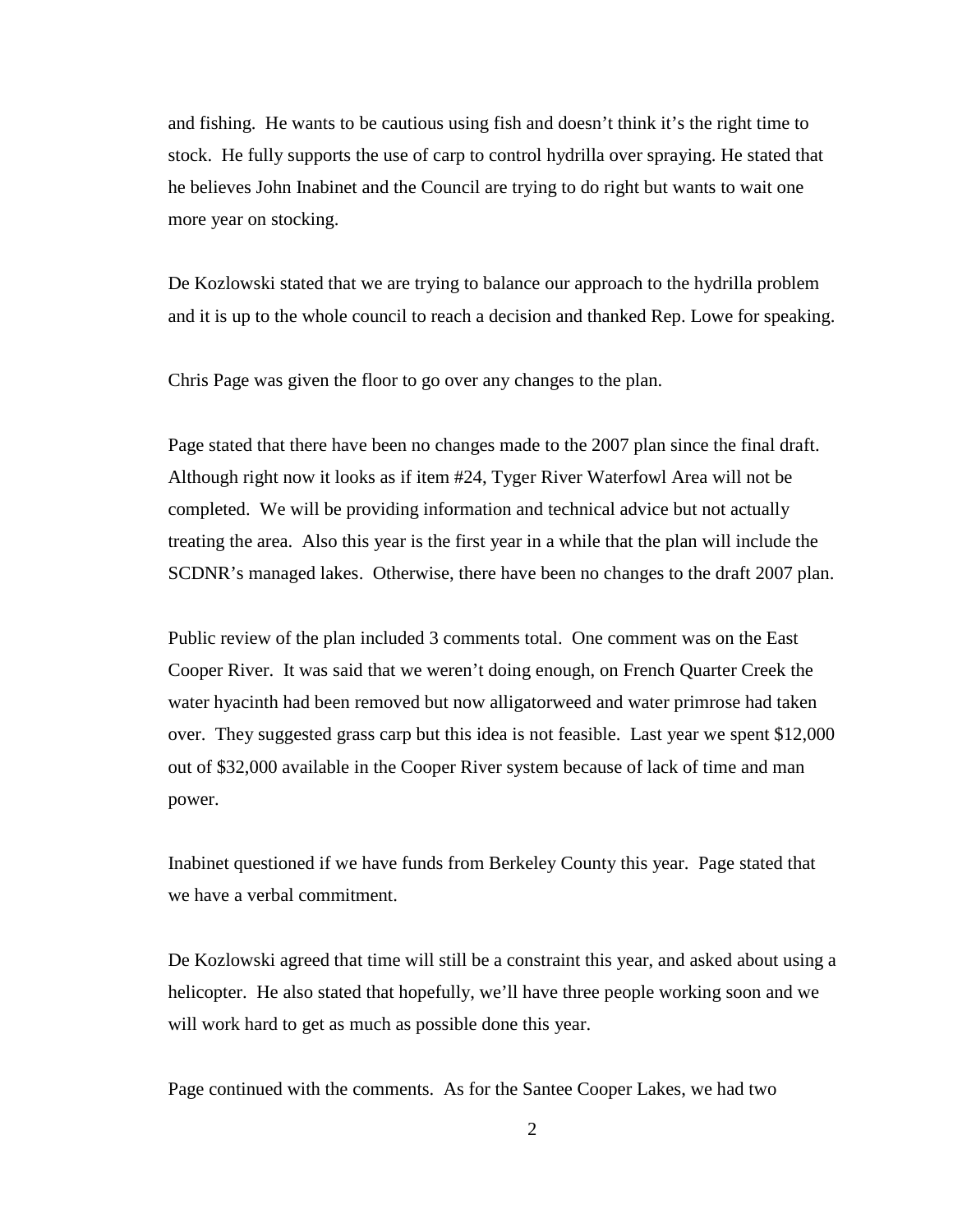and fishing. He wants to be cautious using fish and doesn't think it's the right time to stock. He fully supports the use of carp to control hydrilla over spraying. He stated that he believes John Inabinet and the Council are trying to do right but wants to wait one more year on stocking.

De Kozlowski stated that we are trying to balance our approach to the hydrilla problem and it is up to the whole council to reach a decision and thanked Rep. Lowe for speaking.

Chris Page was given the floor to go over any changes to the plan.

Page stated that there have been no changes made to the 2007 plan since the final draft. Although right now it looks as if item #24, Tyger River Waterfowl Area will not be completed. We will be providing information and technical advice but not actually treating the area. Also this year is the first year in a while that the plan will include the SCDNR's managed lakes. Otherwise, there have been no changes to the draft 2007 plan.

Public review of the plan included 3 comments total. One comment was on the East Cooper River. It was said that we weren't doing enough, on French Quarter Creek the water hyacinth had been removed but now alligatorweed and water primrose had taken over. They suggested grass carp but this idea is not feasible. Last year we spent $12,000 out of $32,000 available in the Cooper River system because of lack of time and man power.

Inabinet questioned if we have funds from Berkeley County this year. Page stated that we have a verbal commitment.

De Kozlowski agreed that time will still be a constraint this year, and asked about using a helicopter. He also stated that hopefully, we'll have three people working soon and we will work hard to get as much as possible done this year.

Page continued with the comments. As for the Santee Cooper Lakes, we had two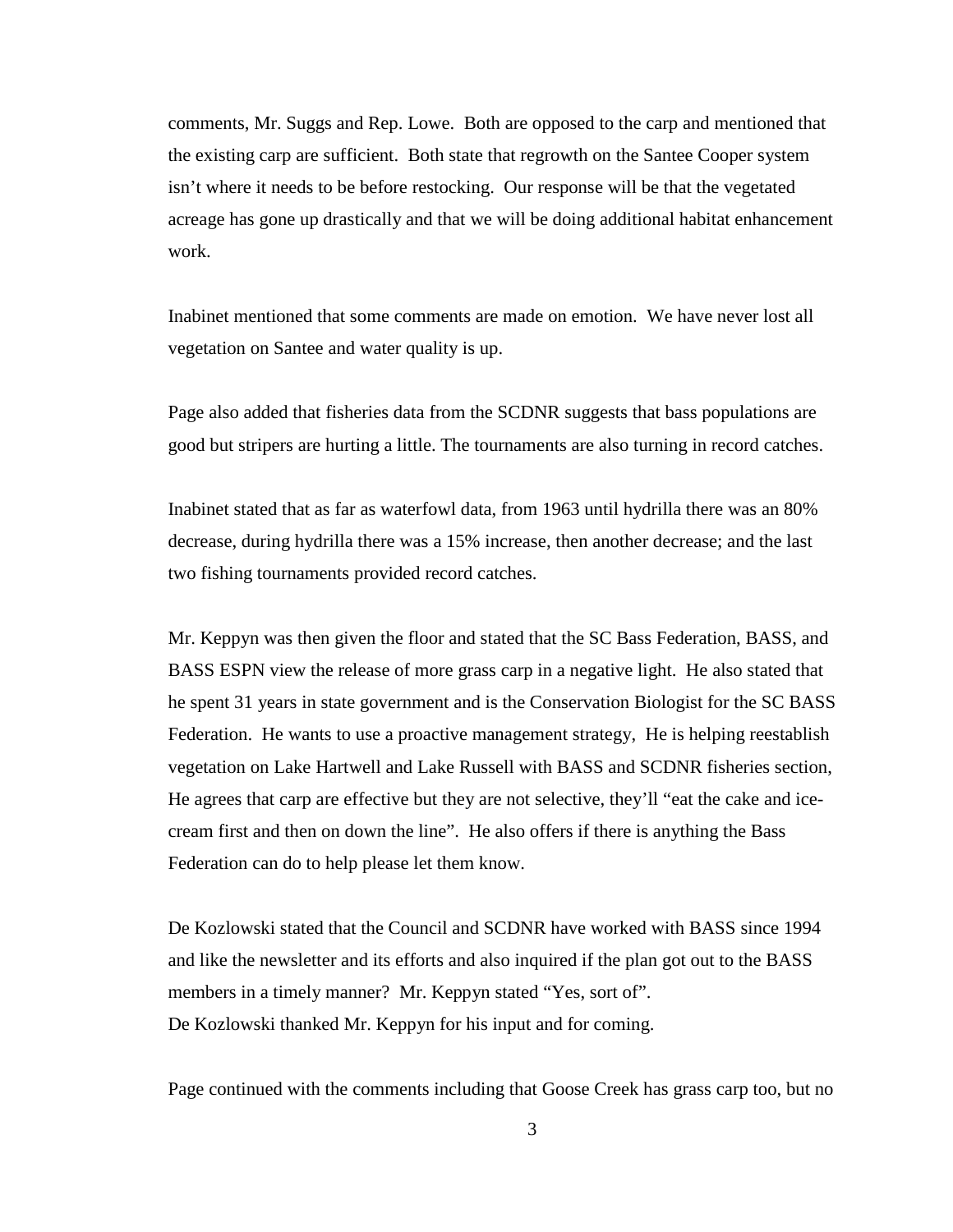comments, Mr. Suggs and Rep. Lowe. Both are opposed to the carp and mentioned that the existing carp are sufficient. Both state that regrowth on the Santee Cooper system isn't where it needs to be before restocking. Our response will be that the vegetated acreage has gone up drastically and that we will be doing additional habitat enhancement work.

Inabinet mentioned that some comments are made on emotion. We have never lost all vegetation on Santee and water quality is up.

Page also added that fisheries data from the SCDNR suggests that bass populations are good but stripers are hurting a little. The tournaments are also turning in record catches.

Inabinet stated that as far as waterfowl data, from 1963 until hydrilla there was an 80% decrease, during hydrilla there was a 15% increase, then another decrease; and the last two fishing tournaments provided record catches.

Mr. Keppyn was then given the floor and stated that the SC Bass Federation, BASS, and BASS ESPN view the release of more grass carp in a negative light. He also stated that he spent 31 years in state government and is the Conservation Biologist for the SC BASS Federation. He wants to use a proactive management strategy, He is helping reestablish vegetation on Lake Hartwell and Lake Russell with BASS and SCDNR fisheries section, He agrees that carp are effective but they are not selective, they'll "eat the cake and ice-cream first and then on down the line". He also offers if there is anything the Bass Federation can do to help please let them know.

De Kozlowski stated that the Council and SCDNR have worked with BASS since 1994 and like the newsletter and its efforts and also inquired if the plan got out to the BASS members in a timely manner? Mr. Keppyn stated "Yes, sort of".
De Kozlowski thanked Mr. Keppyn for his input and for coming.

Page continued with the comments including that Goose Creek has grass carp too, but no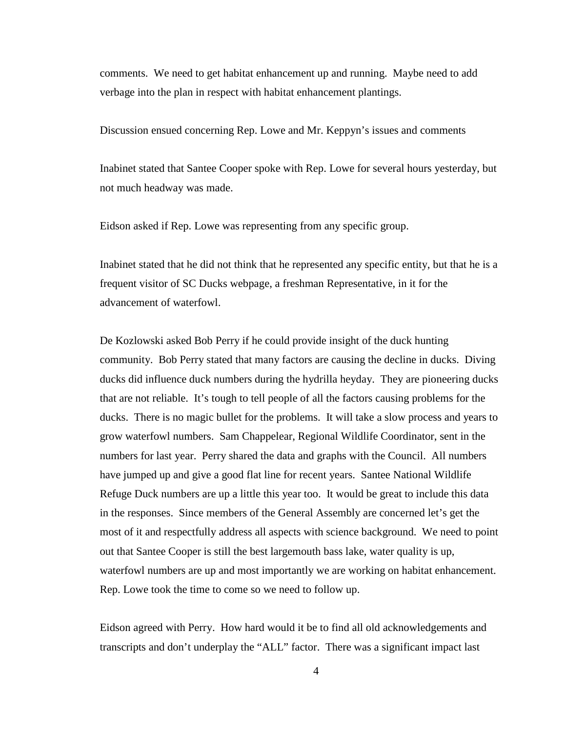comments. We need to get habitat enhancement up and running. Maybe need to add verbage into the plan in respect with habitat enhancement plantings.

Discussion ensued concerning Rep. Lowe and Mr. Keppyn's issues and comments

Inabinet stated that Santee Cooper spoke with Rep. Lowe for several hours yesterday, but not much headway was made.

Eidson asked if Rep. Lowe was representing from any specific group.

Inabinet stated that he did not think that he represented any specific entity, but that he is a frequent visitor of SC Ducks webpage, a freshman Representative, in it for the advancement of waterfowl.

De Kozlowski asked Bob Perry if he could provide insight of the duck hunting community. Bob Perry stated that many factors are causing the decline in ducks. Diving ducks did influence duck numbers during the hydrilla heyday. They are pioneering ducks that are not reliable. It's tough to tell people of all the factors causing problems for the ducks. There is no magic bullet for the problems. It will take a slow process and years to grow waterfowl numbers. Sam Chappelear, Regional Wildlife Coordinator, sent in the numbers for last year. Perry shared the data and graphs with the Council. All numbers have jumped up and give a good flat line for recent years. Santee National Wildlife Refuge Duck numbers are up a little this year too. It would be great to include this data in the responses. Since members of the General Assembly are concerned let's get the most of it and respectfully address all aspects with science background. We need to point out that Santee Cooper is still the best largemouth bass lake, water quality is up, waterfowl numbers are up and most importantly we are working on habitat enhancement. Rep. Lowe took the time to come so we need to follow up.

Eidson agreed with Perry. How hard would it be to find all old acknowledgements and transcripts and don't underplay the "ALL" factor. There was a significant impact last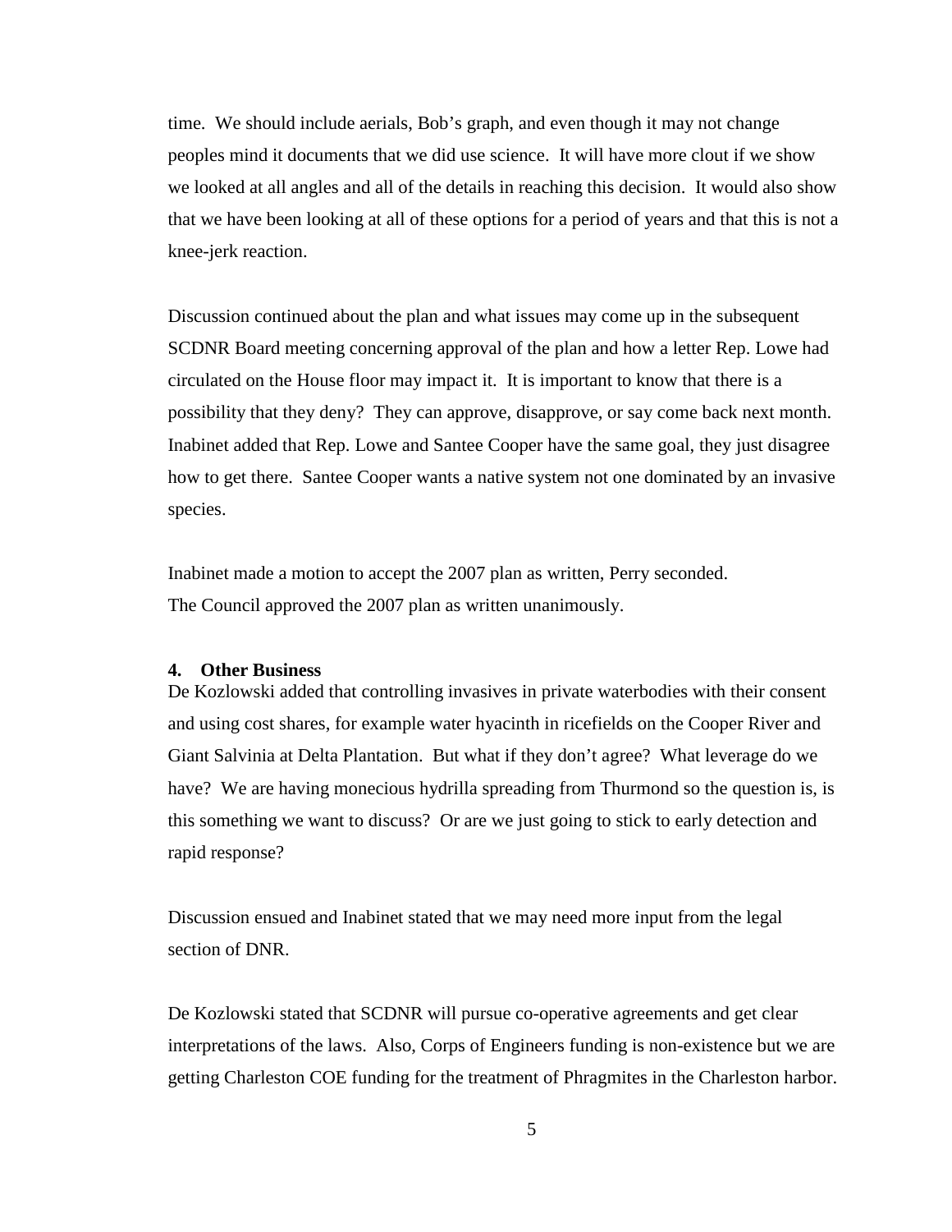time. We should include aerials, Bob's graph, and even though it may not change peoples mind it documents that we did use science. It will have more clout if we show we looked at all angles and all of the details in reaching this decision. It would also show that we have been looking at all of these options for a period of years and that this is not a knee-jerk reaction.

Discussion continued about the plan and what issues may come up in the subsequent SCDNR Board meeting concerning approval of the plan and how a letter Rep. Lowe had circulated on the House floor may impact it. It is important to know that there is a possibility that they deny? They can approve, disapprove, or say come back next month. Inabinet added that Rep. Lowe and Santee Cooper have the same goal, they just disagree how to get there. Santee Cooper wants a native system not one dominated by an invasive species.

Inabinet made a motion to accept the 2007 plan as written, Perry seconded.
The Council approved the 2007 plan as written unanimously.

**4. Other Business**

De Kozlowski added that controlling invasives in private waterbodies with their consent and using cost shares, for example water hyacinth in ricefields on the Cooper River and Giant Salvinia at Delta Plantation. But what if they don't agree? What leverage do we have? We are having monecious hydrilla spreading from Thurmond so the question is, is this something we want to discuss? Or are we just going to stick to early detection and rapid response?

Discussion ensued and Inabinet stated that we may need more input from the legal section of DNR.

De Kozlowski stated that SCDNR will pursue co-operative agreements and get clear interpretations of the laws. Also, Corps of Engineers funding is non-existence but we are getting Charleston COE funding for the treatment of Phragmites in the Charleston harbor.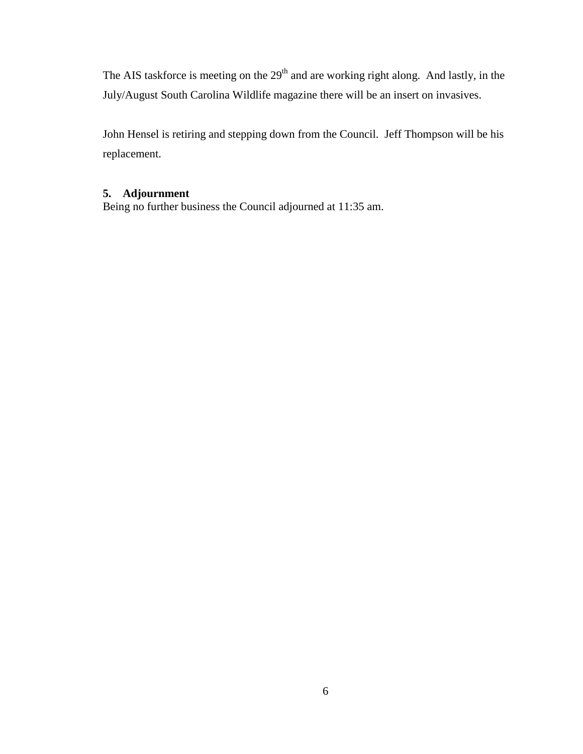The AIS taskforce is meeting on the 29th and are working right along. And lastly, in the July/August South Carolina Wildlife magazine there will be an insert on invasives.

John Hensel is retiring and stepping down from the Council. Jeff Thompson will be his replacement.

**5. Adjournment**

Being no further business the Council adjourned at 11:35 am.